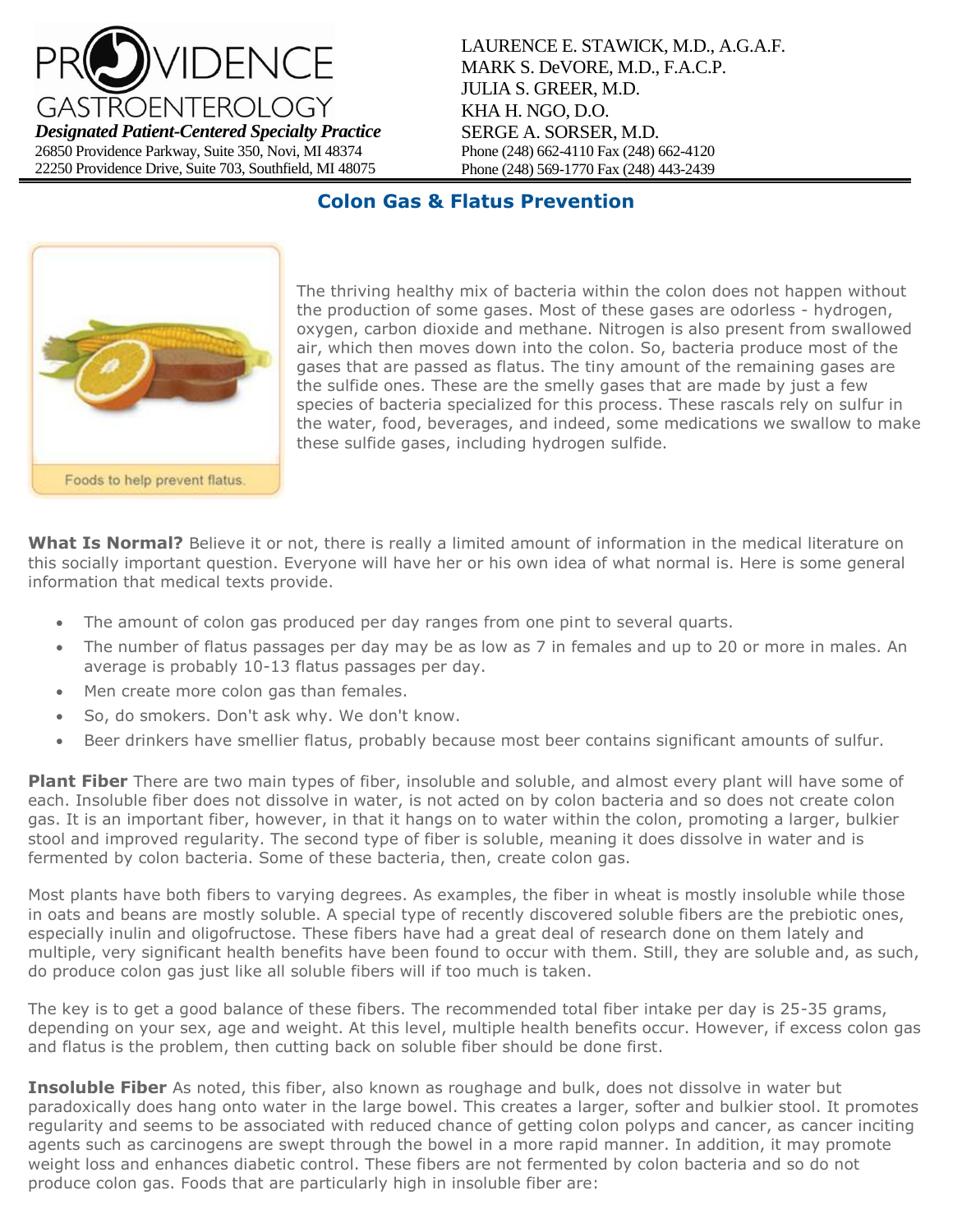PROVIDENCE GASTROENTEROLOGY

***Designated Patient-Centered Specialty Practice***

26850 Providence Parkway, Suite 350, Novi, MI 48374
22250 Providence Drive, Suite 703, Southfield, MI 48075

LAURENCE E. STAWICK, M.D., A.G.A.F.
MARK S. DeVORE, M.D., F.A.C.P.
JULIA S. GREER, M.D.
KHA H. NGO, D.O.
SERGE A. SORSER, M.D.
Phone (248) 662-4110 Fax (248) 662-4120
Phone (248) 569-1770 Fax (248) 443-2439

# Colon Gas & Flatus Prevention

Foods to help prevent flatus.

The thriving healthy mix of bacteria within the colon does not happen without the production of some gases. Most of these gases are odorless - hydrogen, oxygen, carbon dioxide and methane. Nitrogen is also present from swallowed air, which then moves down into the colon. So, bacteria produce most of the gases that are passed as flatus. The tiny amount of the remaining gases are the sulfide ones. These are the smelly gases that are made by just a few species of bacteria specialized for this process. These rascals rely on sulfur in the water, food, beverages, and indeed, some medications we swallow to make these sulfide gases, including hydrogen sulfide.

**What Is Normal?** Believe it or not, there is really a limited amount of information in the medical literature on this socially important question. Everyone will have her or his own idea of what normal is. Here is some general information that medical texts provide.

- The amount of colon gas produced per day ranges from one pint to several quarts.
- The number of flatus passages per day may be as low as 7 in females and up to 20 or more in males. An average is probably 10-13 flatus passages per day.
- Men create more colon gas than females.
- So, do smokers. Don't ask why. We don't know.
- Beer drinkers have smellier flatus, probably because most beer contains significant amounts of sulfur.

**Plant Fiber** There are two main types of fiber, insoluble and soluble, and almost every plant will have some of each. Insoluble fiber does not dissolve in water, is not acted on by colon bacteria and so does not create colon gas. It is an important fiber, however, in that it hangs on to water within the colon, promoting a larger, bulkier stool and improved regularity. The second type of fiber is soluble, meaning it does dissolve in water and is fermented by colon bacteria. Some of these bacteria, then, create colon gas.

Most plants have both fibers to varying degrees. As examples, the fiber in wheat is mostly insoluble while those in oats and beans are mostly soluble. A special type of recently discovered soluble fibers are the prebiotic ones, especially inulin and oligofructose. These fibers have had a great deal of research done on them lately and multiple, very significant health benefits have been found to occur with them. Still, they are soluble and, as such, do produce colon gas just like all soluble fibers will if too much is taken.

The key is to get a good balance of these fibers. The recommended total fiber intake per day is 25-35 grams, depending on your sex, age and weight. At this level, multiple health benefits occur. However, if excess colon gas and flatus is the problem, then cutting back on soluble fiber should be done first.

**Insoluble Fiber** As noted, this fiber, also known as roughage and bulk, does not dissolve in water but paradoxically does hang onto water in the large bowel. This creates a larger, softer and bulkier stool. It promotes regularity and seems to be associated with reduced chance of getting colon polyps and cancer, as cancer inciting agents such as carcinogens are swept through the bowel in a more rapid manner. In addition, it may promote weight loss and enhances diabetic control. These fibers are not fermented by colon bacteria and so do not produce colon gas. Foods that are particularly high in insoluble fiber are: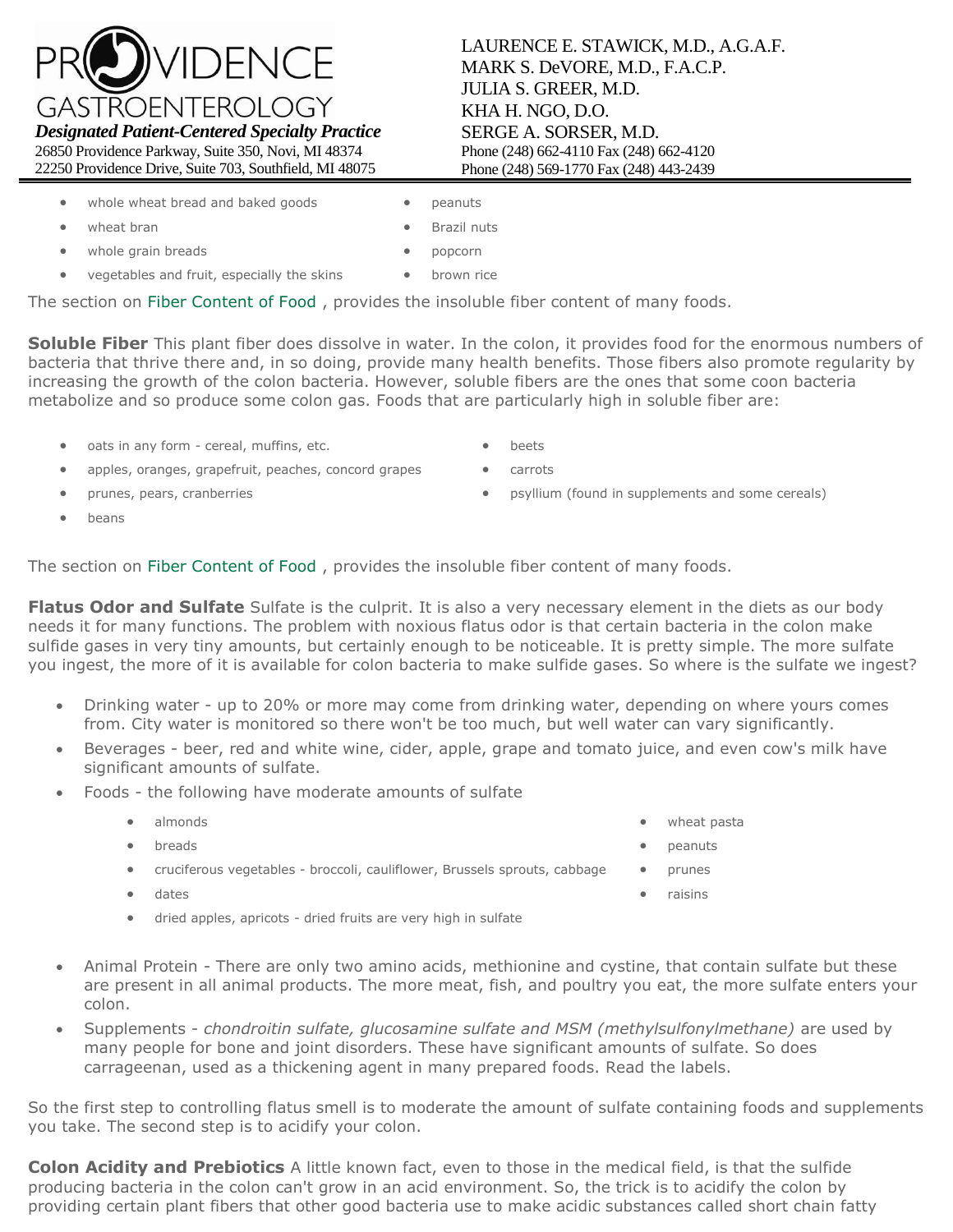- whole wheat bread and baked goods
- wheat bran
- whole grain breads
- vegetables and fruit, especially the skins
- peanuts
- Brazil nuts
- popcorn
- brown rice

The section on Fiber Content of Food , provides the insoluble fiber content of many foods.

**Soluble Fiber** This plant fiber does dissolve in water. In the colon, it provides food for the enormous numbers of bacteria that thrive there and, in so doing, provide many health benefits. Those fibers also promote regularity by increasing the growth of the colon bacteria. However, soluble fibers are the ones that some coon bacteria metabolize and so produce some colon gas. Foods that are particularly high in soluble fiber are:

- oats in any form - cereal, muffins, etc.
- apples, oranges, grapefruit, peaches, concord grapes
- prunes, pears, cranberries
- beans
- beets
- carrots
- psyllium (found in supplements and some cereals)

The section on Fiber Content of Food , provides the insoluble fiber content of many foods.

**Flatus Odor and Sulfate** Sulfate is the culprit. It is also a very necessary element in the diets as our body needs it for many functions. The problem with noxious flatus odor is that certain bacteria in the colon make sulfide gases in very tiny amounts, but certainly enough to be noticeable. It is pretty simple. The more sulfate you ingest, the more of it is available for colon bacteria to make sulfide gases. So where is the sulfate we ingest?

- Drinking water - up to 20% or more may come from drinking water, depending on where yours comes from. City water is monitored so there won't be too much, but well water can vary significantly.
- Beverages - beer, red and white wine, cider, apple, grape and tomato juice, and even cow's milk have significant amounts of sulfate.
- Foods - the following have moderate amounts of sulfate
  - almonds
  - breads
  - cruciferous vegetables - broccoli, cauliflower, Brussels sprouts, cabbage
  - dates
  - dried apples, apricots - dried fruits are very high in sulfate
  - wheat pasta
  - peanuts
  - prunes
  - raisins
- Animal Protein - There are only two amino acids, methionine and cystine, that contain sulfate but these are present in all animal products. The more meat, fish, and poultry you eat, the more sulfate enters your colon.
- Supplements - *chondroitin sulfate, glucosamine sulfate and MSM (methylsulfonylmethane)* are used by many people for bone and joint disorders. These have significant amounts of sulfate. So does carrageenan, used as a thickening agent in many prepared foods. Read the labels.

So the first step to controlling flatus smell is to moderate the amount of sulfate containing foods and supplements you take. The second step is to acidify your colon.

**Colon Acidity and Prebiotics** A little known fact, even to those in the medical field, is that the sulfide producing bacteria in the colon can't grow in an acid environment. So, the trick is to acidify the colon by providing certain plant fibers that other good bacteria use to make acidic substances called short chain fatty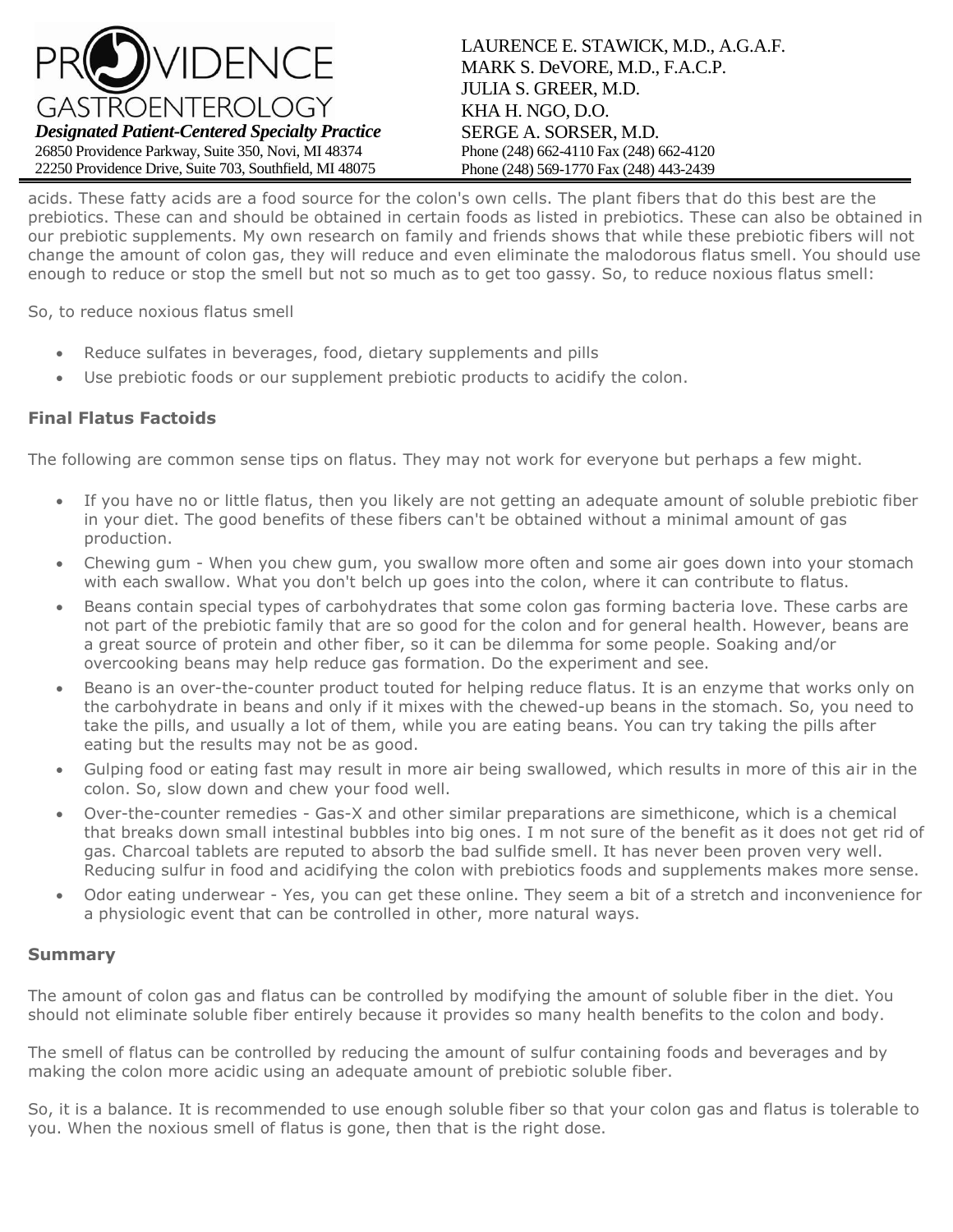acids. These fatty acids are a food source for the colon's own cells. The plant fibers that do this best are the prebiotics. These can and should be obtained in certain foods as listed in prebiotics. These can also be obtained in our prebiotic supplements. My own research on family and friends shows that while these prebiotic fibers will not change the amount of colon gas, they will reduce and even eliminate the malodorous flatus smell. You should use enough to reduce or stop the smell but not so much as to get too gassy. So, to reduce noxious flatus smell:

So, to reduce noxious flatus smell

- Reduce sulfates in beverages, food, dietary supplements and pills
- Use prebiotic foods or our supplement prebiotic products to acidify the colon.

### Final Flatus Factoids

The following are common sense tips on flatus. They may not work for everyone but perhaps a few might.

- If you have no or little flatus, then you likely are not getting an adequate amount of soluble prebiotic fiber in your diet. The good benefits of these fibers can't be obtained without a minimal amount of gas production.
- Chewing gum - When you chew gum, you swallow more often and some air goes down into your stomach with each swallow. What you don't belch up goes into the colon, where it can contribute to flatus.
- Beans contain special types of carbohydrates that some colon gas forming bacteria love. These carbs are not part of the prebiotic family that are so good for the colon and for general health. However, beans are a great source of protein and other fiber, so it can be dilemma for some people. Soaking and/or overcooking beans may help reduce gas formation. Do the experiment and see.
- Beano is an over-the-counter product touted for helping reduce flatus. It is an enzyme that works only on the carbohydrate in beans and only if it mixes with the chewed-up beans in the stomach. So, you need to take the pills, and usually a lot of them, while you are eating beans. You can try taking the pills after eating but the results may not be as good.
- Gulping food or eating fast may result in more air being swallowed, which results in more of this air in the colon. So, slow down and chew your food well.
- Over-the-counter remedies - Gas-X and other similar preparations are simethicone, which is a chemical that breaks down small intestinal bubbles into big ones. I m not sure of the benefit as it does not get rid of gas. Charcoal tablets are reputed to absorb the bad sulfide smell. It has never been proven very well. Reducing sulfur in food and acidifying the colon with prebiotics foods and supplements makes more sense.
- Odor eating underwear - Yes, you can get these online. They seem a bit of a stretch and inconvenience for a physiologic event that can be controlled in other, more natural ways.

### Summary

The amount of colon gas and flatus can be controlled by modifying the amount of soluble fiber in the diet. You should not eliminate soluble fiber entirely because it provides so many health benefits to the colon and body.

The smell of flatus can be controlled by reducing the amount of sulfur containing foods and beverages and by making the colon more acidic using an adequate amount of prebiotic soluble fiber.

So, it is a balance. It is recommended to use enough soluble fiber so that your colon gas and flatus is tolerable to you. When the noxious smell of flatus is gone, then that is the right dose.